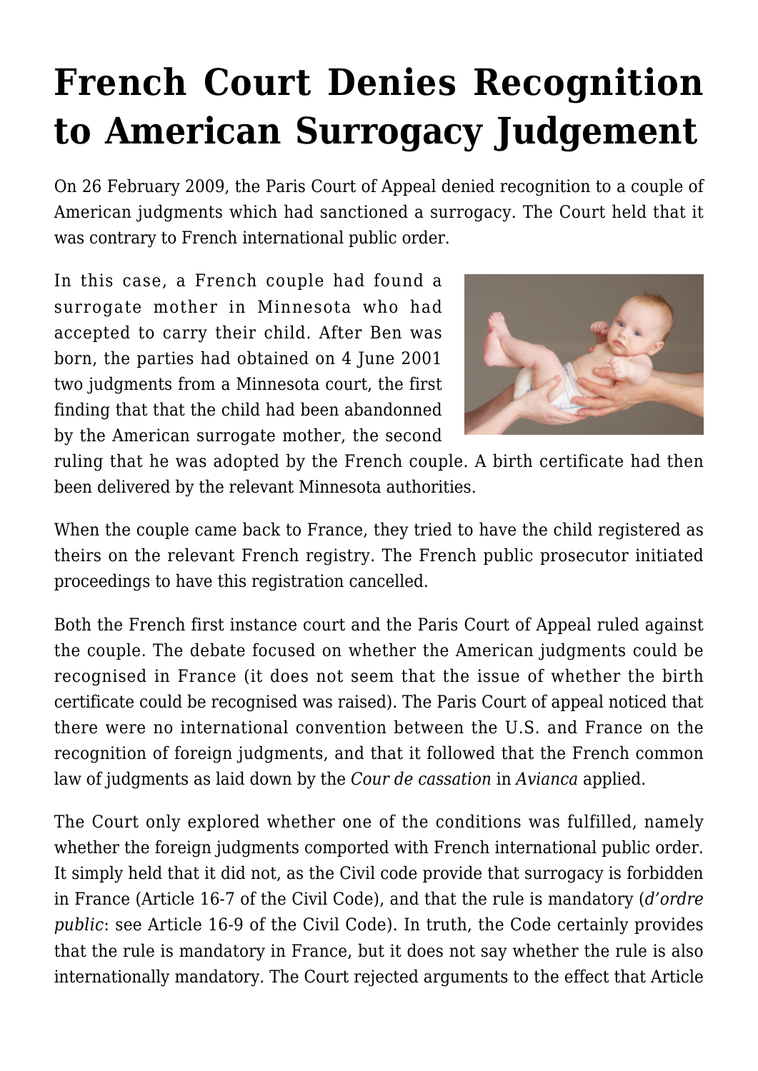# French Court Denies Recognition to American Surrogacy Judgement

On 26 February 2009, the Paris Court of Appeal denied recognition to a couple of American judgments which had sanctioned a surrogacy. The Court held that it was contrary to French international public order.

In this case, a French couple had found a surrogate mother in Minnesota who had accepted to carry their child. After Ben was born, the parties had obtained on 4 June 2001 two judgments from a Minnesota court, the first finding that that the child had been abandonned by the American surrogate mother, the second ruling that he was adopted by the French couple. A birth certificate had then been delivered by the relevant Minnesota authorities.

When the couple came back to France, they tried to have the child registered as theirs on the relevant French registry. The French public prosecutor initiated proceedings to have this registration cancelled.

Both the French first instance court and the Paris Court of Appeal ruled against the couple. The debate focused on whether the American judgments could be recognised in France (it does not seem that the issue of whether the birth certificate could be recognised was raised). The Paris Court of appeal noticed that there were no international convention between the U.S. and France on the recognition of foreign judgments, and that it followed that the French common law of judgments as laid down by the *Cour de cassation* in *Avianca* applied.

The Court only explored whether one of the conditions was fulfilled, namely whether the foreign judgments comported with French international public order. It simply held that it did not, as the Civil code provide that surrogacy is forbidden in France (Article 16-7 of the Civil Code), and that the rule is mandatory (*d'ordre public*: see Article 16-9 of the Civil Code). In truth, the Code certainly provides that the rule is mandatory in France, but it does not say whether the rule is also internationally mandatory. The Court rejected arguments to the effect that Article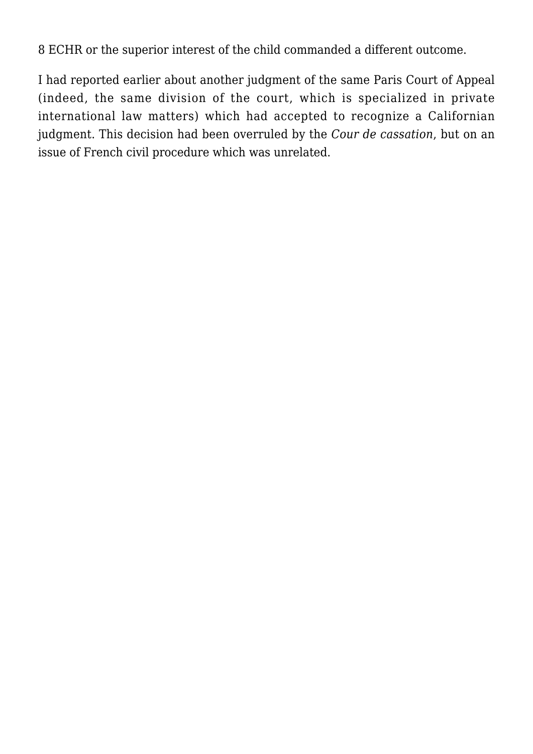8 ECHR or the superior interest of the child commanded a different outcome.

I had reported earlier about another judgment of the same Paris Court of Appeal (indeed, the same division of the court, which is specialized in private international law matters) which had accepted to recognize a Californian judgment. This decision had been overruled by the *Cour de cassation*, but on an issue of French civil procedure which was unrelated.